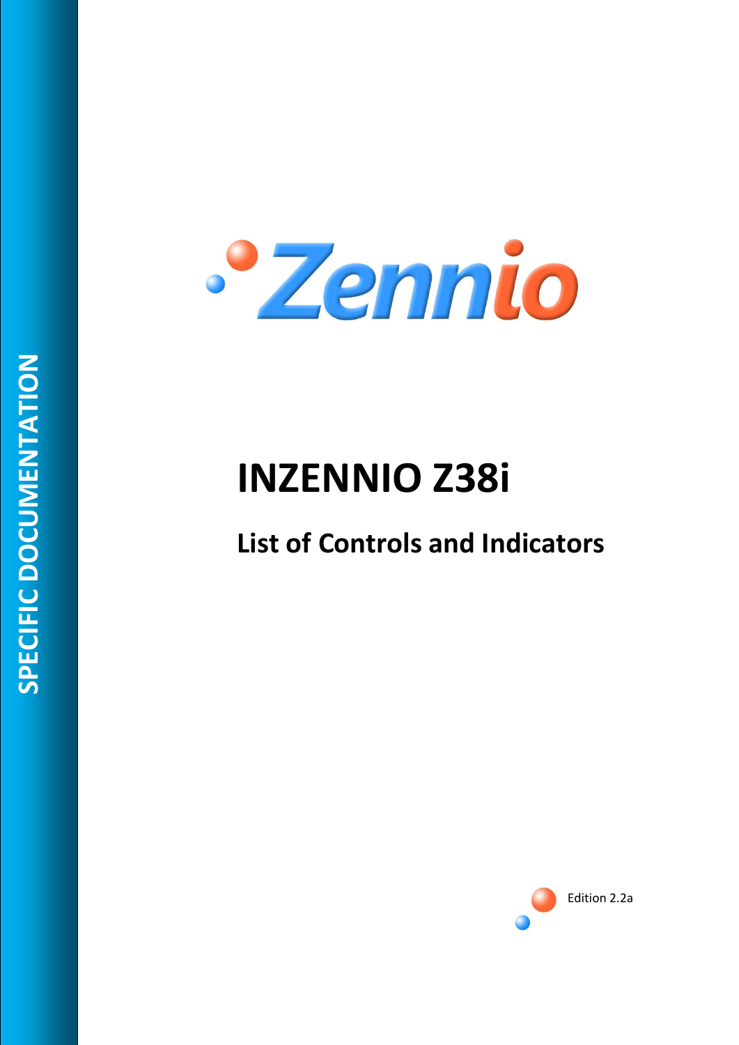SPECIFIC DOCUMENTATION

Zennio

# INZENNIO Z38i

## List of Controls and Indicators

Edition 2.2a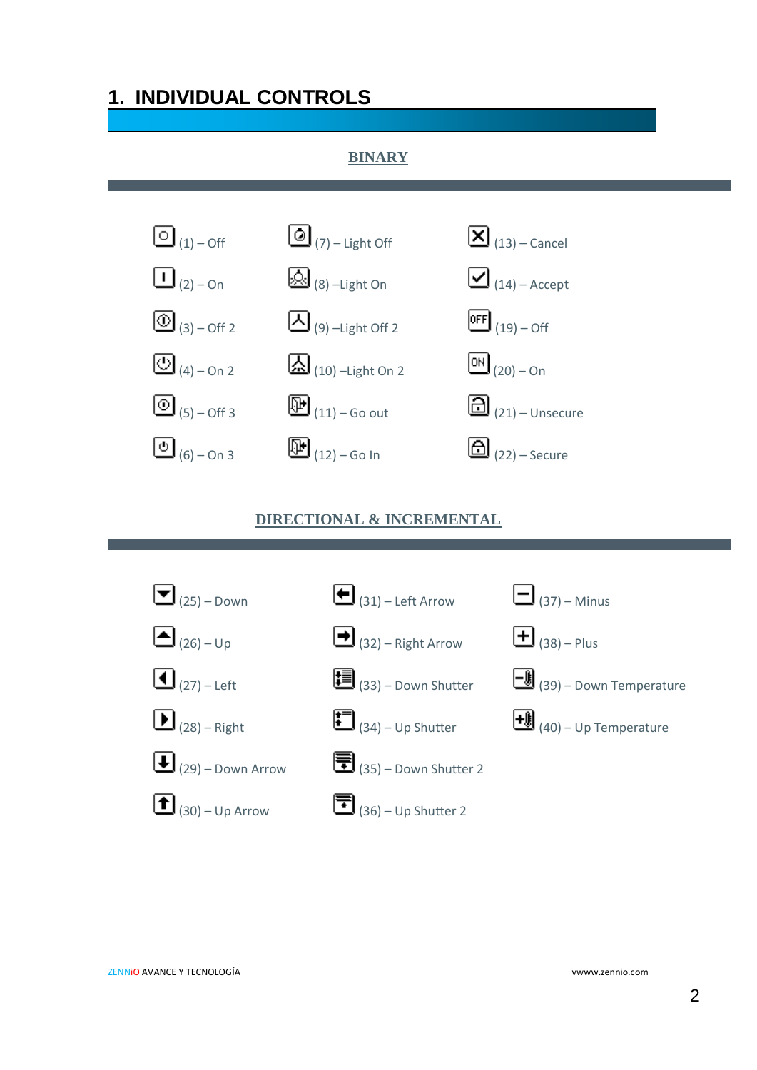# 1. INDIVIDUAL CONTROLS

## BINARY

| | | |
|---|---|---|
| (1) – Off | (7) – Light Off | (13) – Cancel |
| (2) – On | (8) –Light On | (14) – Accept |
| (3) – Off 2 | (9) –Light Off 2 | (19) – Off |
| (4) – On 2 | (10) –Light On 2 | (20) – On |
| (5) – Off 3 | (11) – Go out | (21) – Unsecure |
| (6) – On 3 | (12) – Go In | (22) – Secure |

## DIRECTIONAL & INCREMENTAL

| | | |
|---|---|---|
| (25) – Down | (31) – Left Arrow | (37) – Minus |
| (26) – Up | (32) – Right Arrow | (38) – Plus |
| (27) – Left | (33) – Down Shutter | (39) – Down Temperature |
| (28) – Right | (34) – Up Shutter | (40) – Up Temperature |
| (29) – Down Arrow | (35) – Down Shutter 2 | |
| (30) – Up Arrow | (36) – Up Shutter 2 | |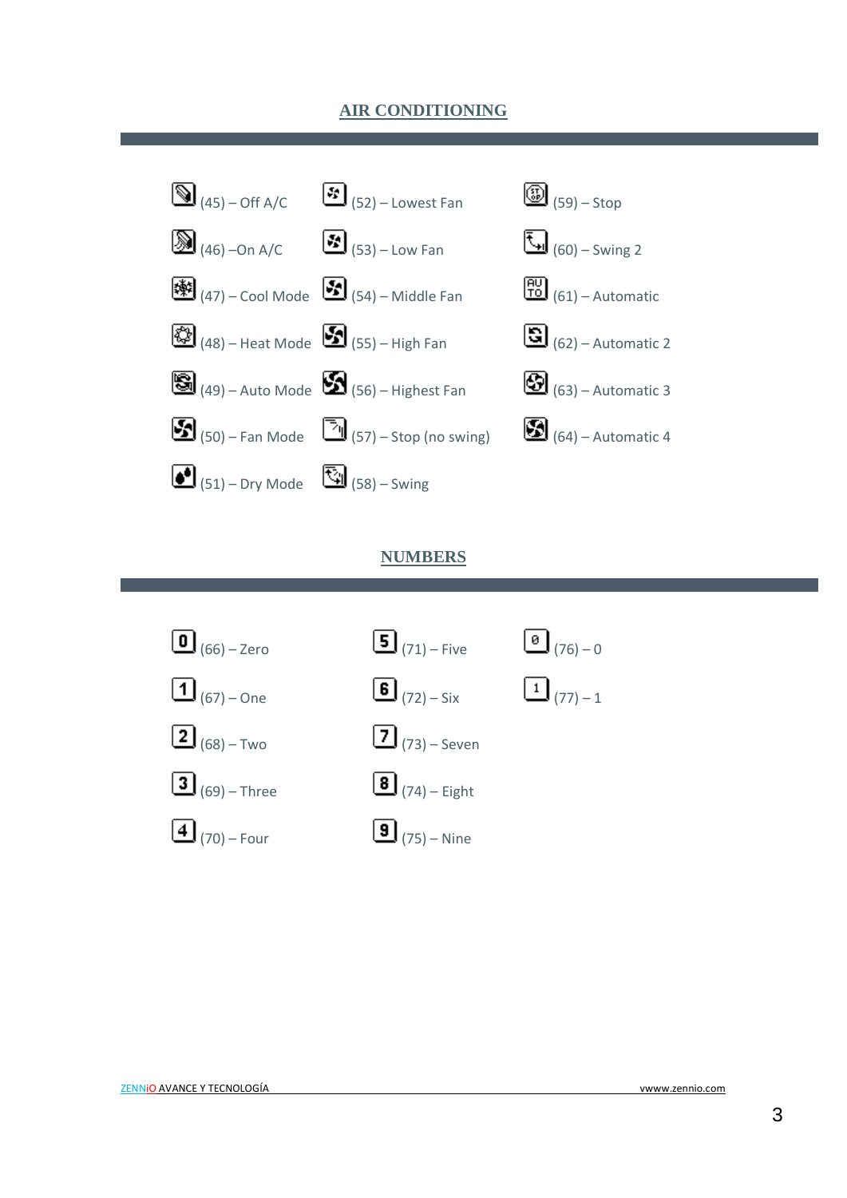## AIR CONDITIONING

(45) – Off A/C

(46) –On A/C

(47) – Cool Mode

(48) – Heat Mode

(49) – Auto Mode

(50) – Fan Mode

(51) – Dry Mode

(52) – Lowest Fan

(53) – Low Fan

(54) – Middle Fan

(55) – High Fan

(56) – Highest Fan

(57) – Stop (no swing)

(58) – Swing

(59) – Stop

(60) – Swing 2

(61) – Automatic

(62) – Automatic 2

(63) – Automatic 3

(64) – Automatic 4

## NUMBERS

(66) – Zero

(67) – One

(68) – Two

(69) – Three

(70) – Four

(71) – Five

(72) – Six

(73) – Seven

(74) – Eight

(75) – Nine

(76) – 0

(77) – 1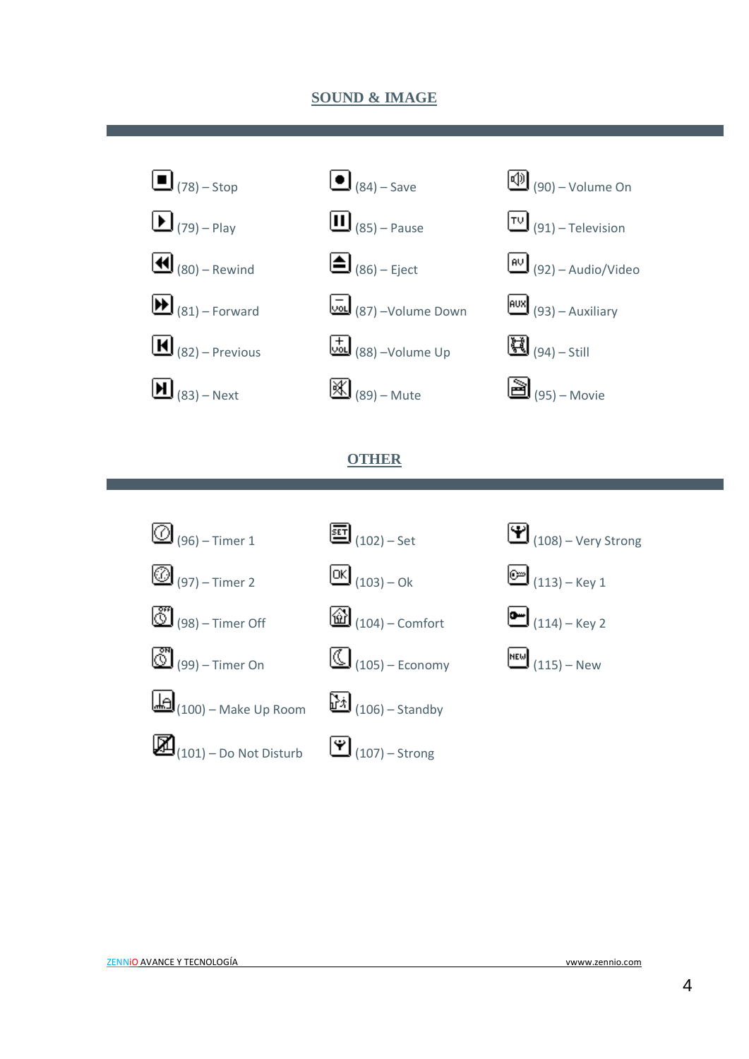## SOUND & IMAGE

| | | |
|---|---|---|
| (78) – Stop | (84) – Save | (90) – Volume On |
| (79) – Play | (85) – Pause | (91) – Television |
| (80) – Rewind | (86) – Eject | (92) – Audio/Video |
| (81) – Forward | (87) –Volume Down | (93) – Auxiliary |
| (82) – Previous | (88) –Volume Up | (94) – Still |
| (83) – Next | (89) – Mute | (95) – Movie |

## OTHER

| | | |
|---|---|---|
| (96) – Timer 1 | (102) – Set | (108) – Very Strong |
| (97) – Timer 2 | (103) – Ok | (113) – Key 1 |
| (98) – Timer Off | (104) – Comfort | (114) – Key 2 |
| (99) – Timer On | (105) – Economy | (115) – New |
| (100) – Make Up Room | (106) – Standby | |
| (101) – Do Not Disturb | (107) – Strong | |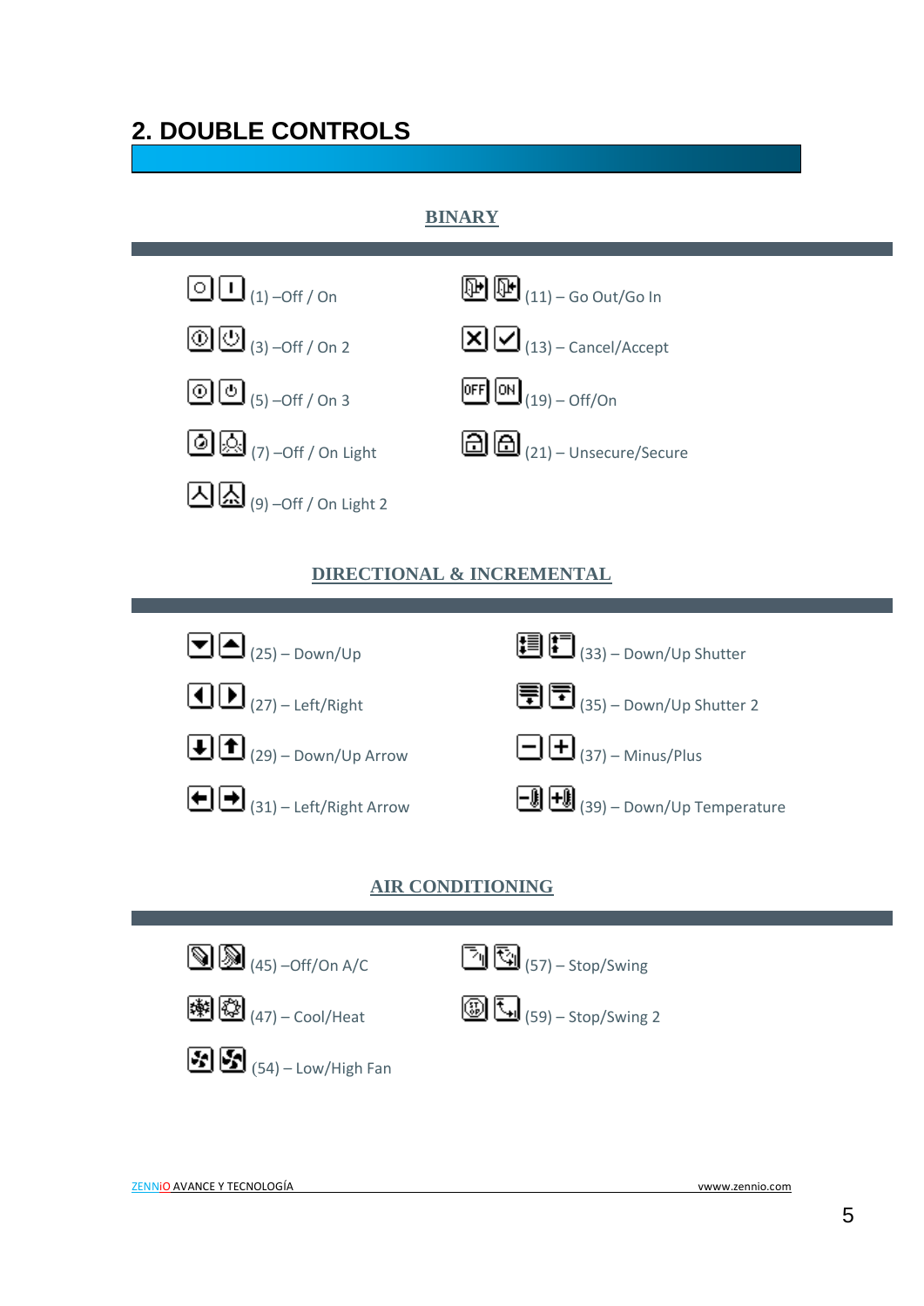## 2. DOUBLE CONTROLS

### BINARY

(1) –Off / On

(3) –Off / On 2

(5) –Off / On 3

(7) –Off / On Light

(9) –Off / On Light 2

(11) – Go Out/Go In

(13) – Cancel/Accept

(19) – Off/On

(21) – Unsecure/Secure

### DIRECTIONAL & INCREMENTAL

(25) – Down/Up

(27) – Left/Right

(29) – Down/Up Arrow

(31) – Left/Right Arrow

(33) – Down/Up Shutter

(35) – Down/Up Shutter 2

(37) – Minus/Plus

(39) – Down/Up Temperature

### AIR CONDITIONING

(45) –Off/On A/C

(47) – Cool/Heat

(54) – Low/High Fan

(57) – Stop/Swing

(59) – Stop/Swing 2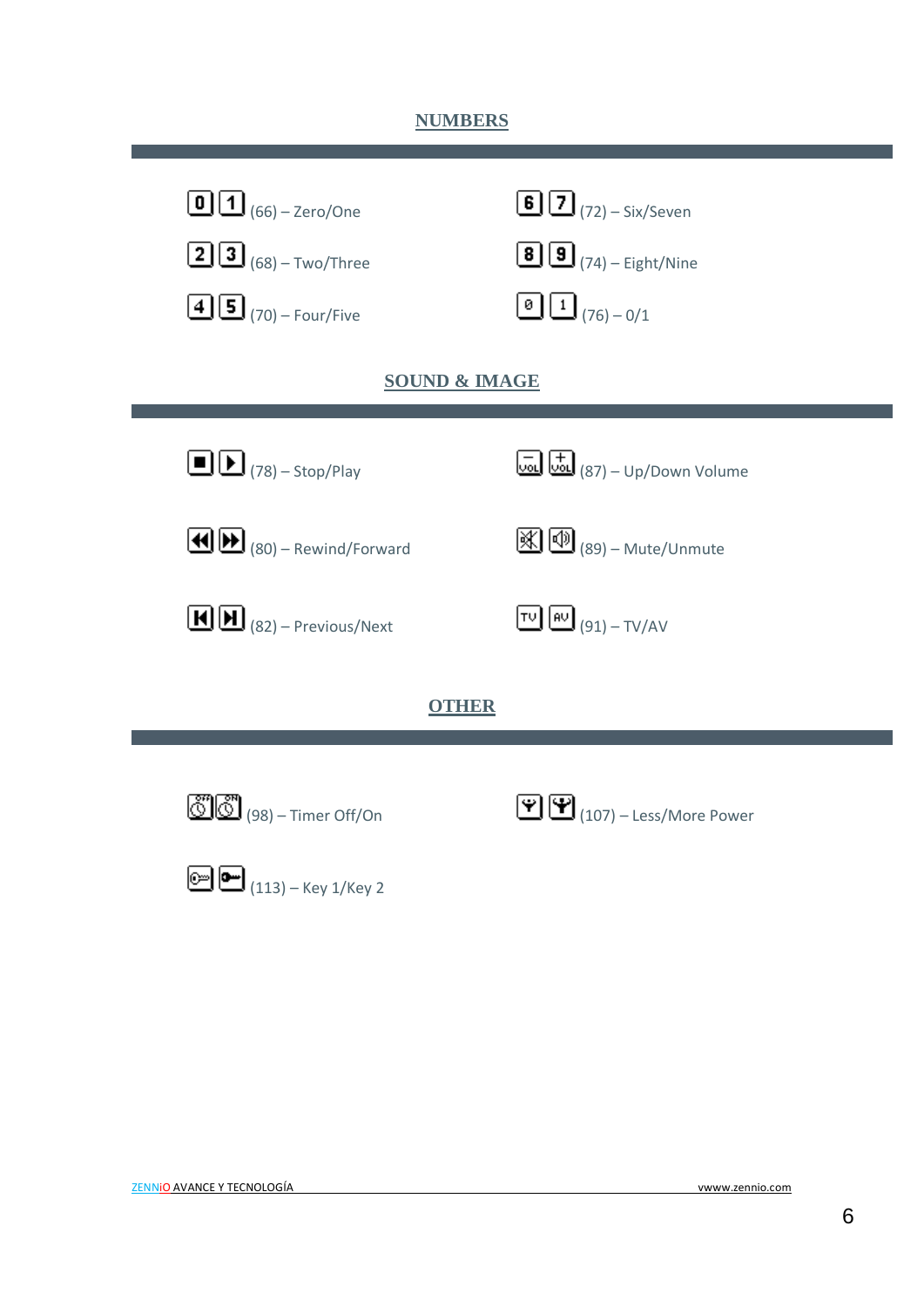## NUMBERS

(66) – Zero/One

(68) – Two/Three

(70) – Four/Five

(72) – Six/Seven

(74) – Eight/Nine

(76) – 0/1

## SOUND & IMAGE

(78) – Stop/Play

(80) – Rewind/Forward

(82) – Previous/Next

(87) – Up/Down Volume

(89) – Mute/Unmute

(91) – TV/AV

## OTHER

(98) – Timer Off/On

(113) – Key 1/Key 2

(107) – Less/More Power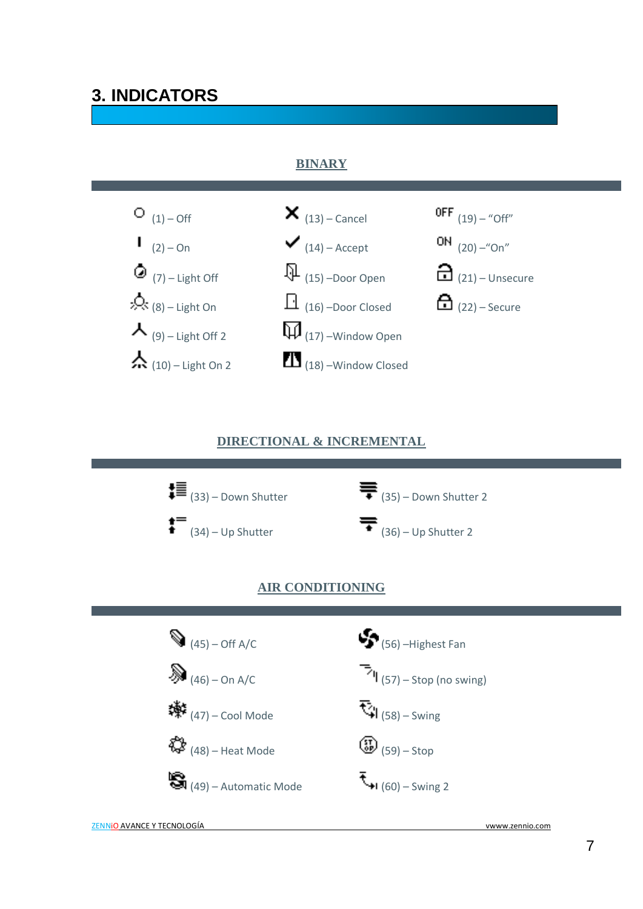## 3. INDICATORS

### BINARY

(1) – Off

(2) – On

(7) – Light Off

(8) – Light On

(9) – Light Off 2

(10) – Light On 2

(13) – Cancel

(14) – Accept

(15) –Door Open

(16) –Door Closed

(17) –Window Open

(18) –Window Closed

OFF (19) – "Off"

ON (20) –"On"

(21) – Unsecure

(22) – Secure

### DIRECTIONAL & INCREMENTAL

(33) – Down Shutter

(34) – Up Shutter

(35) – Down Shutter 2

(36) – Up Shutter 2

### AIR CONDITIONING

(45) – Off A/C

(46) – On A/C

(47) – Cool Mode

(48) – Heat Mode

(49) – Automatic Mode

(56) –Highest Fan

(57) – Stop (no swing)

(58) – Swing

(59) – Stop

(60) – Swing 2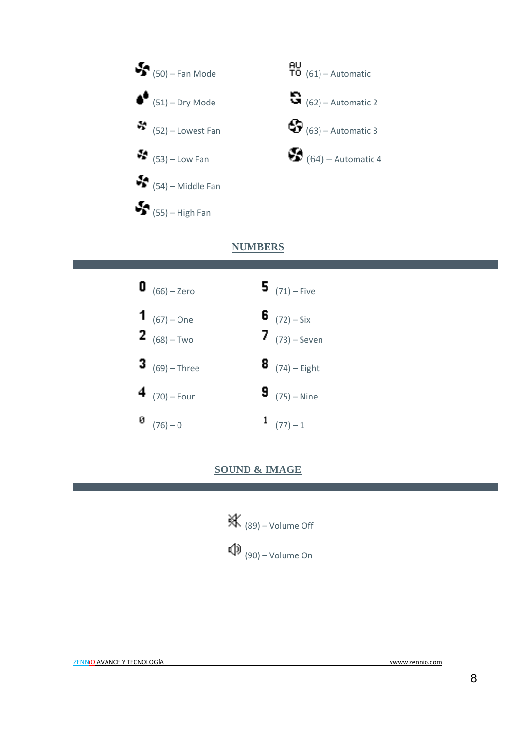(50) – Fan Mode

(51) – Dry Mode

(52) – Lowest Fan

(53) – Low Fan

(54) – Middle Fan

(55) – High Fan

(61) – Automatic

(62) – Automatic 2

(63) – Automatic 3

(64) – Automatic 4

## NUMBERS

(66) – Zero

(67) – One

(68) – Two

(69) – Three

(70) – Four

(76) – 0

(71) – Five

(72) – Six

(73) – Seven

(74) – Eight

(75) – Nine

(77) – 1

## SOUND & IMAGE

(89) – Volume Off

(90) – Volume On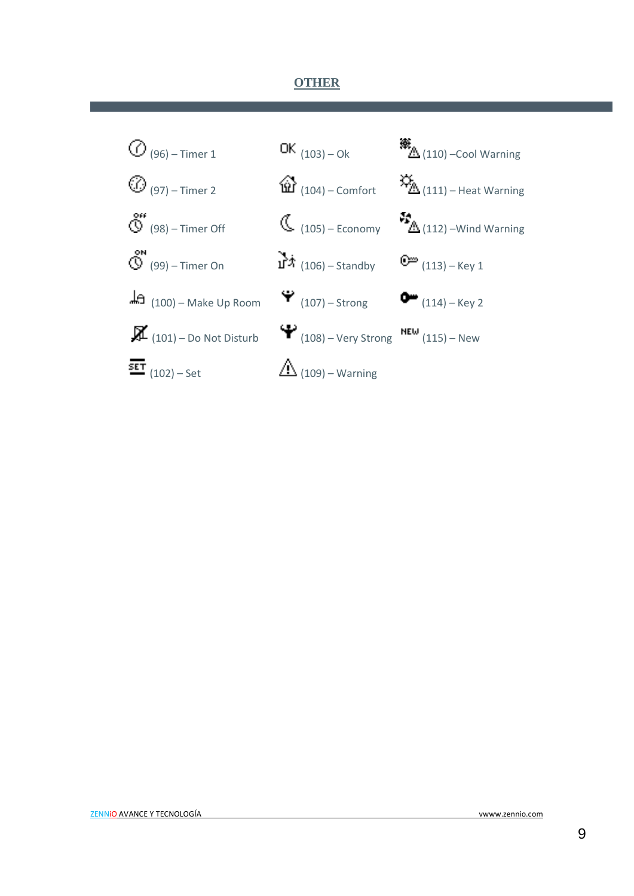## OTHER

(96) – Timer 1

(97) – Timer 2

(98) – Timer Off

(99) – Timer On

(100) – Make Up Room

(101) – Do Not Disturb

(102) – Set

(103) – Ok

(104) – Comfort

(105) – Economy

(106) – Standby

(107) – Strong

(108) – Very Strong

(109) – Warning

(110) –Cool Warning

(111) – Heat Warning

(112) –Wind Warning

(113) – Key 1

(114) – Key 2

(115) – New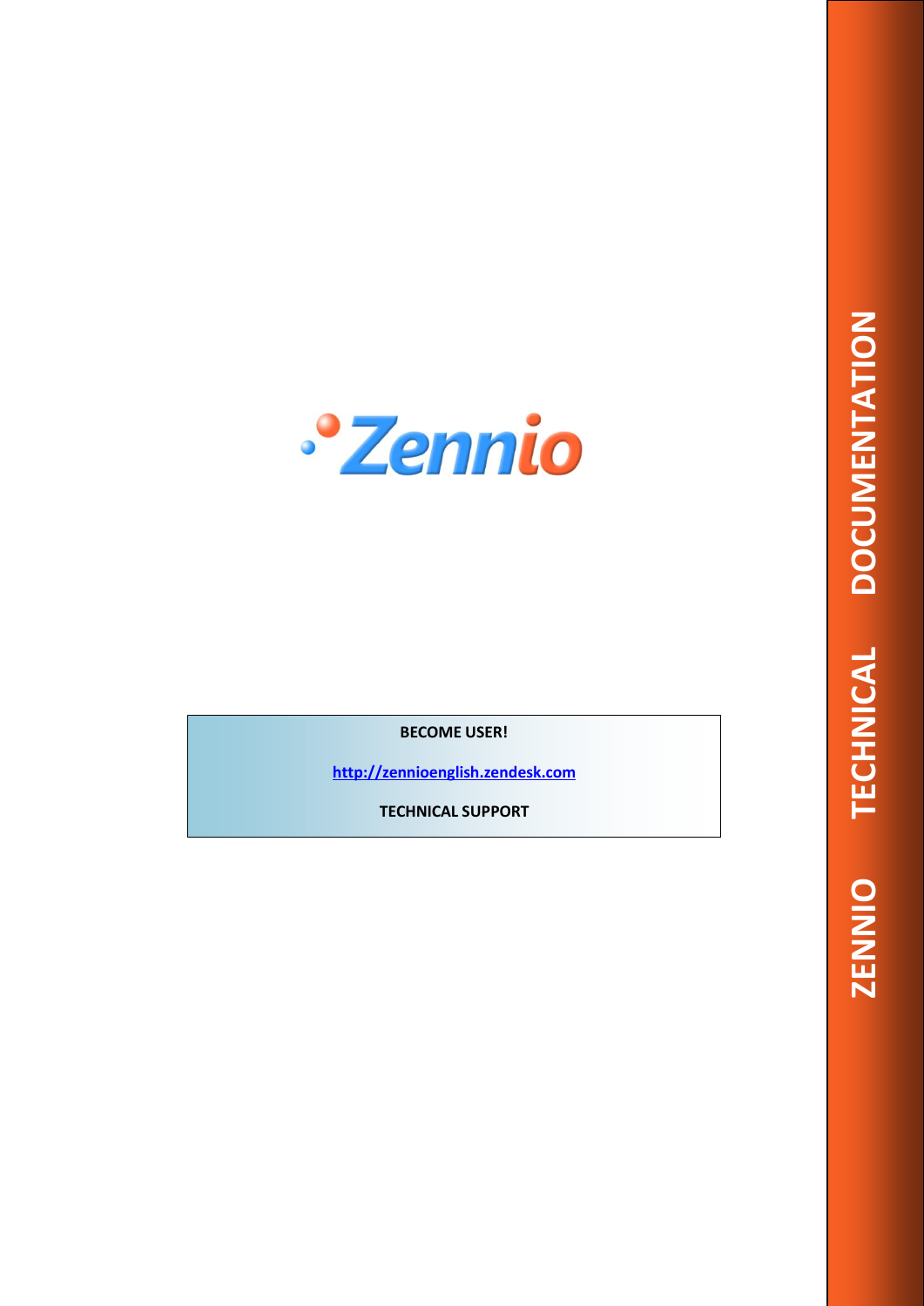**Zennio**

**BECOME USER!**

http://zennioenglish.zendesk.com

**TECHNICAL SUPPORT**

ZENNIO TECHNICAL DOCUMENTATION